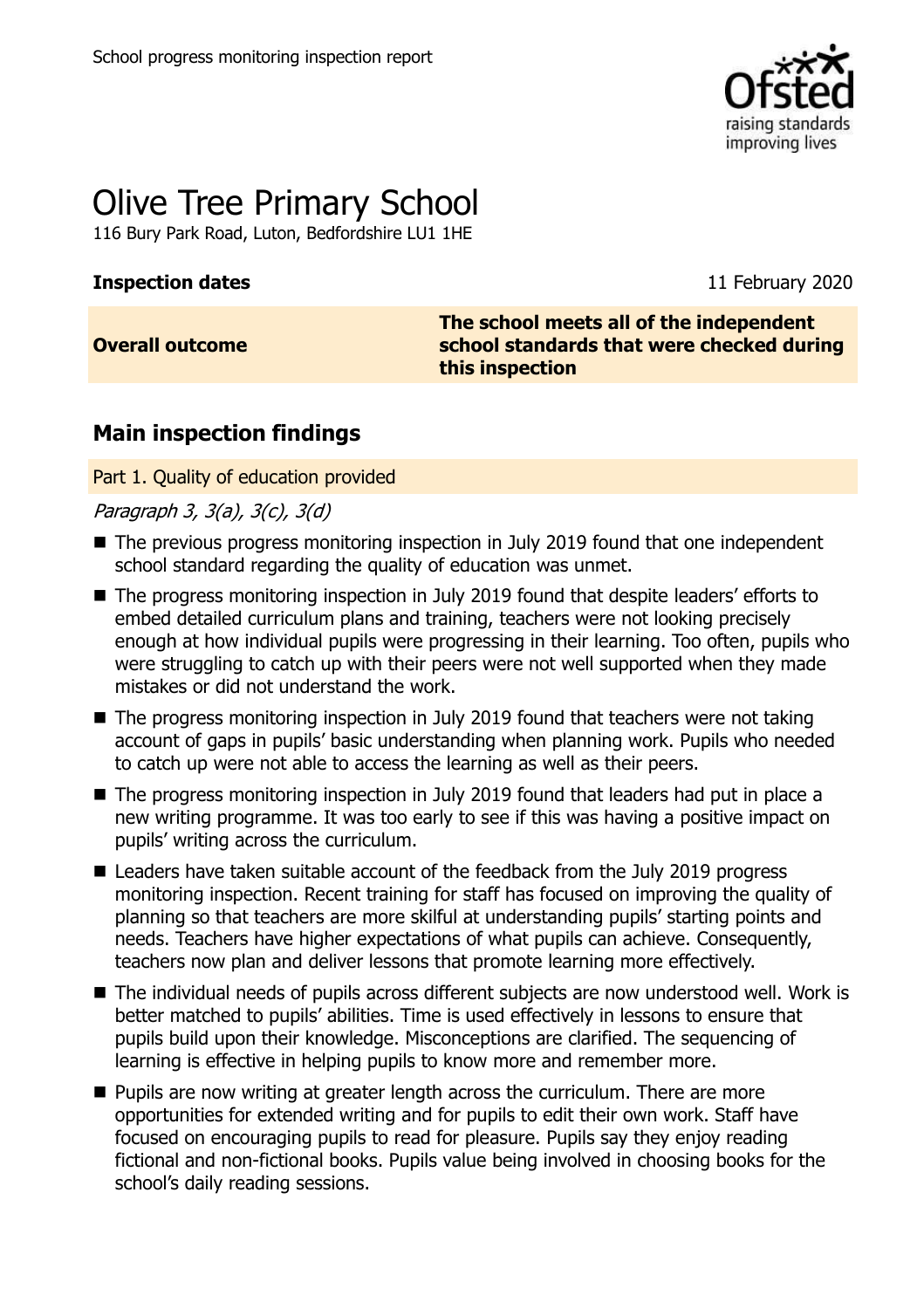School progress monitoring inspection report

# Olive Tree Primary School

116 Bury Park Road, Luton, Bedfordshire LU1 1HE

| **Inspection dates** | 11 February 2020 |
| --- | --- |
| **Overall outcome** | **The school meets all of the independent school standards that were checked during this inspection** |

## Main inspection findings

### Part 1. Quality of education provided

*Paragraph 3, 3(a), 3(c), 3(d)*

- The previous progress monitoring inspection in July 2019 found that one independent school standard regarding the quality of education was unmet.
- The progress monitoring inspection in July 2019 found that despite leaders' efforts to embed detailed curriculum plans and training, teachers were not looking precisely enough at how individual pupils were progressing in their learning. Too often, pupils who were struggling to catch up with their peers were not well supported when they made mistakes or did not understand the work.
- The progress monitoring inspection in July 2019 found that teachers were not taking account of gaps in pupils' basic understanding when planning work. Pupils who needed to catch up were not able to access the learning as well as their peers.
- The progress monitoring inspection in July 2019 found that leaders had put in place a new writing programme. It was too early to see if this was having a positive impact on pupils' writing across the curriculum.
- Leaders have taken suitable account of the feedback from the July 2019 progress monitoring inspection. Recent training for staff has focused on improving the quality of planning so that teachers are more skilful at understanding pupils' starting points and needs. Teachers have higher expectations of what pupils can achieve. Consequently, teachers now plan and deliver lessons that promote learning more effectively.
- The individual needs of pupils across different subjects are now understood well. Work is better matched to pupils' abilities. Time is used effectively in lessons to ensure that pupils build upon their knowledge. Misconceptions are clarified. The sequencing of learning is effective in helping pupils to know more and remember more.
- Pupils are now writing at greater length across the curriculum. There are more opportunities for extended writing and for pupils to edit their own work. Staff have focused on encouraging pupils to read for pleasure. Pupils say they enjoy reading fictional and non-fictional books. Pupils value being involved in choosing books for the school's daily reading sessions.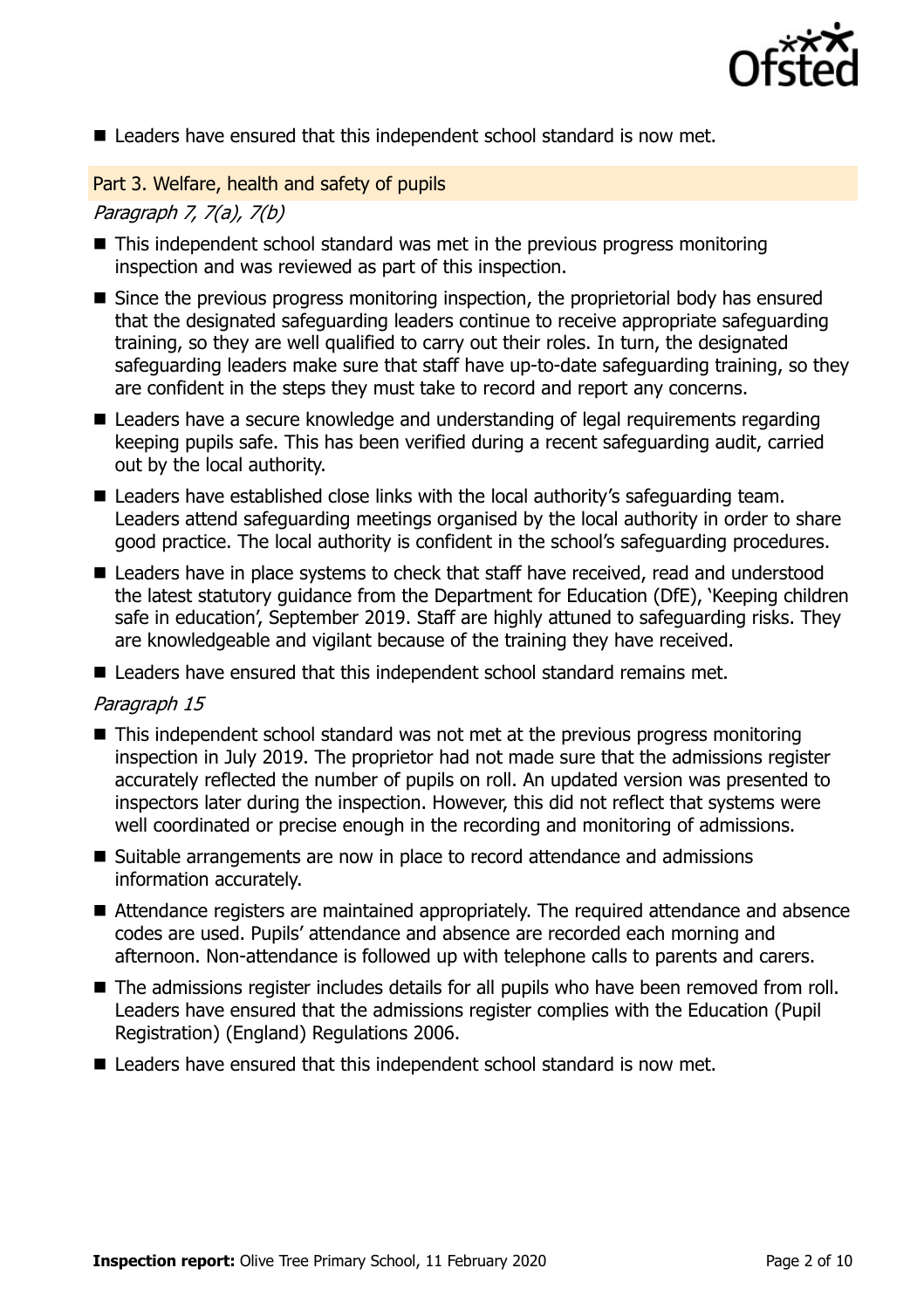- Leaders have ensured that this independent school standard is now met.

## Part 3. Welfare, health and safety of pupils

*Paragraph 7, 7(a), 7(b)*

- This independent school standard was met in the previous progress monitoring inspection and was reviewed as part of this inspection.
- Since the previous progress monitoring inspection, the proprietorial body has ensured that the designated safeguarding leaders continue to receive appropriate safeguarding training, so they are well qualified to carry out their roles. In turn, the designated safeguarding leaders make sure that staff have up-to-date safeguarding training, so they are confident in the steps they must take to record and report any concerns.
- Leaders have a secure knowledge and understanding of legal requirements regarding keeping pupils safe. This has been verified during a recent safeguarding audit, carried out by the local authority.
- Leaders have established close links with the local authority's safeguarding team. Leaders attend safeguarding meetings organised by the local authority in order to share good practice. The local authority is confident in the school's safeguarding procedures.
- Leaders have in place systems to check that staff have received, read and understood the latest statutory guidance from the Department for Education (DfE), 'Keeping children safe in education', September 2019. Staff are highly attuned to safeguarding risks. They are knowledgeable and vigilant because of the training they have received.
- Leaders have ensured that this independent school standard remains met.

*Paragraph 15*

- This independent school standard was not met at the previous progress monitoring inspection in July 2019. The proprietor had not made sure that the admissions register accurately reflected the number of pupils on roll. An updated version was presented to inspectors later during the inspection. However, this did not reflect that systems were well coordinated or precise enough in the recording and monitoring of admissions.
- Suitable arrangements are now in place to record attendance and admissions information accurately.
- Attendance registers are maintained appropriately. The required attendance and absence codes are used. Pupils' attendance and absence are recorded each morning and afternoon. Non-attendance is followed up with telephone calls to parents and carers.
- The admissions register includes details for all pupils who have been removed from roll. Leaders have ensured that the admissions register complies with the Education (Pupil Registration) (England) Regulations 2006.
- Leaders have ensured that this independent school standard is now met.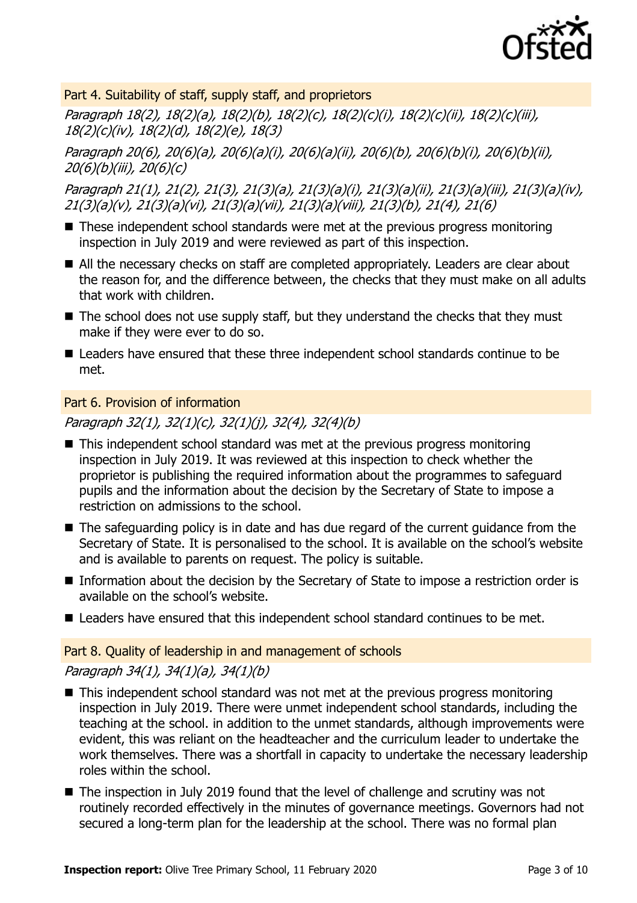## Part 4. Suitability of staff, supply staff, and proprietors

*Paragraph 18(2), 18(2)(a), 18(2)(b), 18(2)(c), 18(2)(c)(i), 18(2)(c)(ii), 18(2)(c)(iii), 18(2)(c)(iv), 18(2)(d), 18(2)(e), 18(3)*

*Paragraph 20(6), 20(6)(a), 20(6)(a)(i), 20(6)(a)(ii), 20(6)(b), 20(6)(b)(i), 20(6)(b)(ii), 20(6)(b)(iii), 20(6)(c)*

*Paragraph 21(1), 21(2), 21(3), 21(3)(a), 21(3)(a)(i), 21(3)(a)(ii), 21(3)(a)(iii), 21(3)(a)(iv), 21(3)(a)(v), 21(3)(a)(vi), 21(3)(a)(vii), 21(3)(a)(viii), 21(3)(b), 21(4), 21(6)*

- These independent school standards were met at the previous progress monitoring inspection in July 2019 and were reviewed as part of this inspection.
- All the necessary checks on staff are completed appropriately. Leaders are clear about the reason for, and the difference between, the checks that they must make on all adults that work with children.
- The school does not use supply staff, but they understand the checks that they must make if they were ever to do so.
- Leaders have ensured that these three independent school standards continue to be met.

## Part 6. Provision of information

*Paragraph 32(1), 32(1)(c), 32(1)(j), 32(4), 32(4)(b)*

- This independent school standard was met at the previous progress monitoring inspection in July 2019. It was reviewed at this inspection to check whether the proprietor is publishing the required information about the programmes to safeguard pupils and the information about the decision by the Secretary of State to impose a restriction on admissions to the school.
- The safeguarding policy is in date and has due regard of the current guidance from the Secretary of State. It is personalised to the school. It is available on the school's website and is available to parents on request. The policy is suitable.
- Information about the decision by the Secretary of State to impose a restriction order is available on the school's website.
- Leaders have ensured that this independent school standard continues to be met.

## Part 8. Quality of leadership in and management of schools

*Paragraph 34(1), 34(1)(a), 34(1)(b)*

- This independent school standard was not met at the previous progress monitoring inspection in July 2019. There were unmet independent school standards, including the teaching at the school. in addition to the unmet standards, although improvements were evident, this was reliant on the headteacher and the curriculum leader to undertake the work themselves. There was a shortfall in capacity to undertake the necessary leadership roles within the school.
- The inspection in July 2019 found that the level of challenge and scrutiny was not routinely recorded effectively in the minutes of governance meetings. Governors had not secured a long-term plan for the leadership at the school. There was no formal plan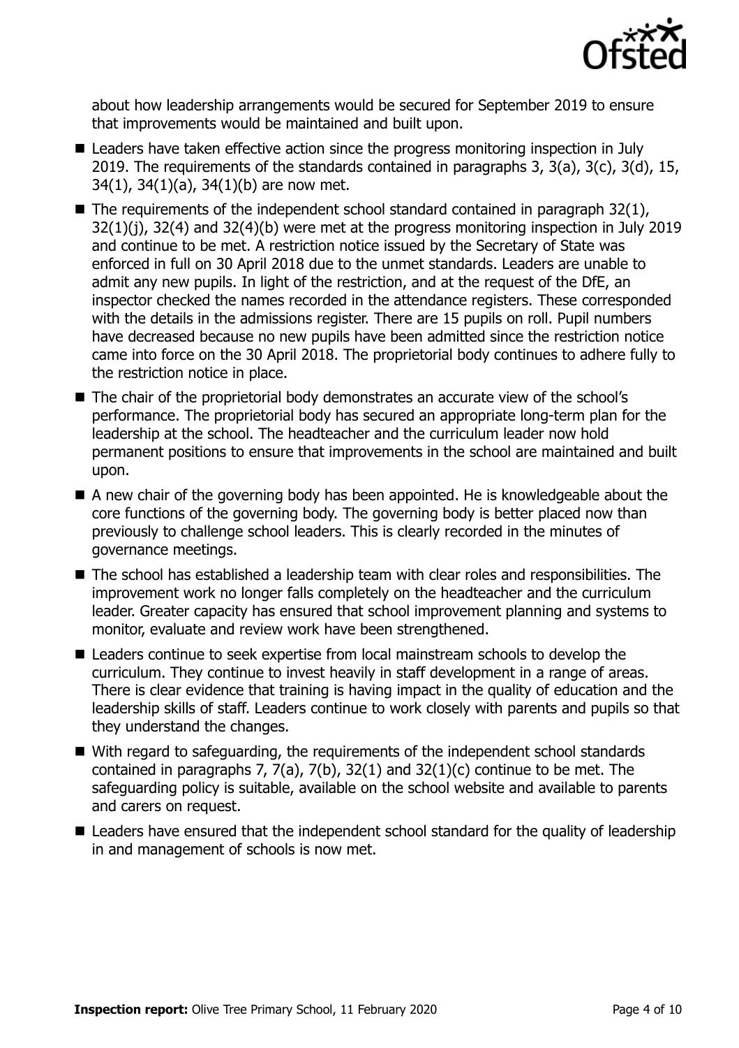about how leadership arrangements would be secured for September 2019 to ensure that improvements would be maintained and built upon.

- Leaders have taken effective action since the progress monitoring inspection in July 2019. The requirements of the standards contained in paragraphs 3, 3(a), 3(c), 3(d), 15, 34(1), 34(1)(a), 34(1)(b) are now met.
- The requirements of the independent school standard contained in paragraph 32(1), 32(1)(j), 32(4) and 32(4)(b) were met at the progress monitoring inspection in July 2019 and continue to be met. A restriction notice issued by the Secretary of State was enforced in full on 30 April 2018 due to the unmet standards. Leaders are unable to admit any new pupils. In light of the restriction, and at the request of the DfE, an inspector checked the names recorded in the attendance registers. These corresponded with the details in the admissions register. There are 15 pupils on roll. Pupil numbers have decreased because no new pupils have been admitted since the restriction notice came into force on the 30 April 2018. The proprietorial body continues to adhere fully to the restriction notice in place.
- The chair of the proprietorial body demonstrates an accurate view of the school's performance. The proprietorial body has secured an appropriate long-term plan for the leadership at the school. The headteacher and the curriculum leader now hold permanent positions to ensure that improvements in the school are maintained and built upon.
- A new chair of the governing body has been appointed. He is knowledgeable about the core functions of the governing body. The governing body is better placed now than previously to challenge school leaders. This is clearly recorded in the minutes of governance meetings.
- The school has established a leadership team with clear roles and responsibilities. The improvement work no longer falls completely on the headteacher and the curriculum leader. Greater capacity has ensured that school improvement planning and systems to monitor, evaluate and review work have been strengthened.
- Leaders continue to seek expertise from local mainstream schools to develop the curriculum. They continue to invest heavily in staff development in a range of areas. There is clear evidence that training is having impact in the quality of education and the leadership skills of staff. Leaders continue to work closely with parents and pupils so that they understand the changes.
- With regard to safeguarding, the requirements of the independent school standards contained in paragraphs 7, 7(a), 7(b), 32(1) and 32(1)(c) continue to be met. The safeguarding policy is suitable, available on the school website and available to parents and carers on request.
- Leaders have ensured that the independent school standard for the quality of leadership in and management of schools is now met.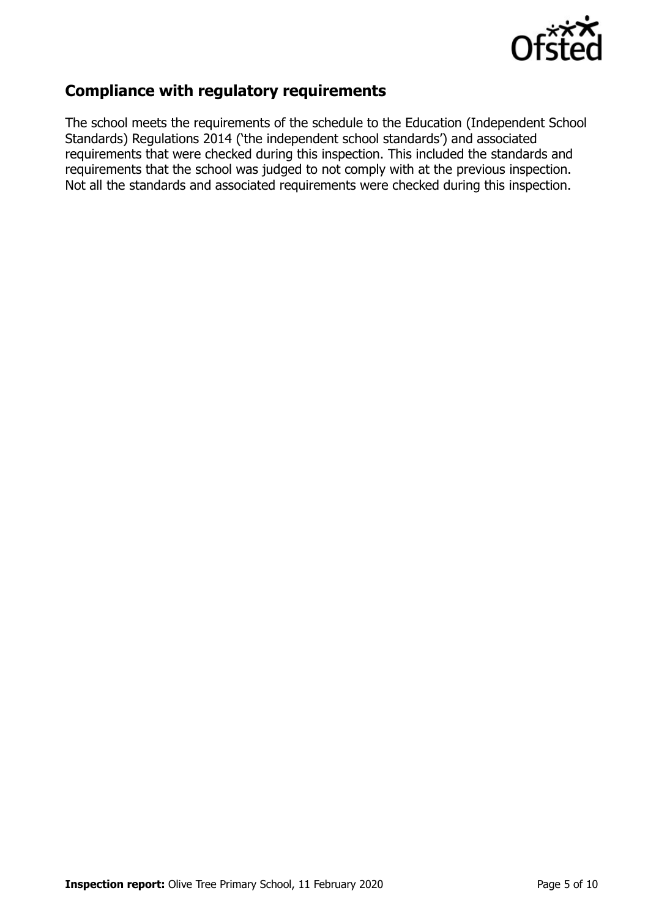## Compliance with regulatory requirements

The school meets the requirements of the schedule to the Education (Independent School Standards) Regulations 2014 ('the independent school standards') and associated requirements that were checked during this inspection. This included the standards and requirements that the school was judged to not comply with at the previous inspection. Not all the standards and associated requirements were checked during this inspection.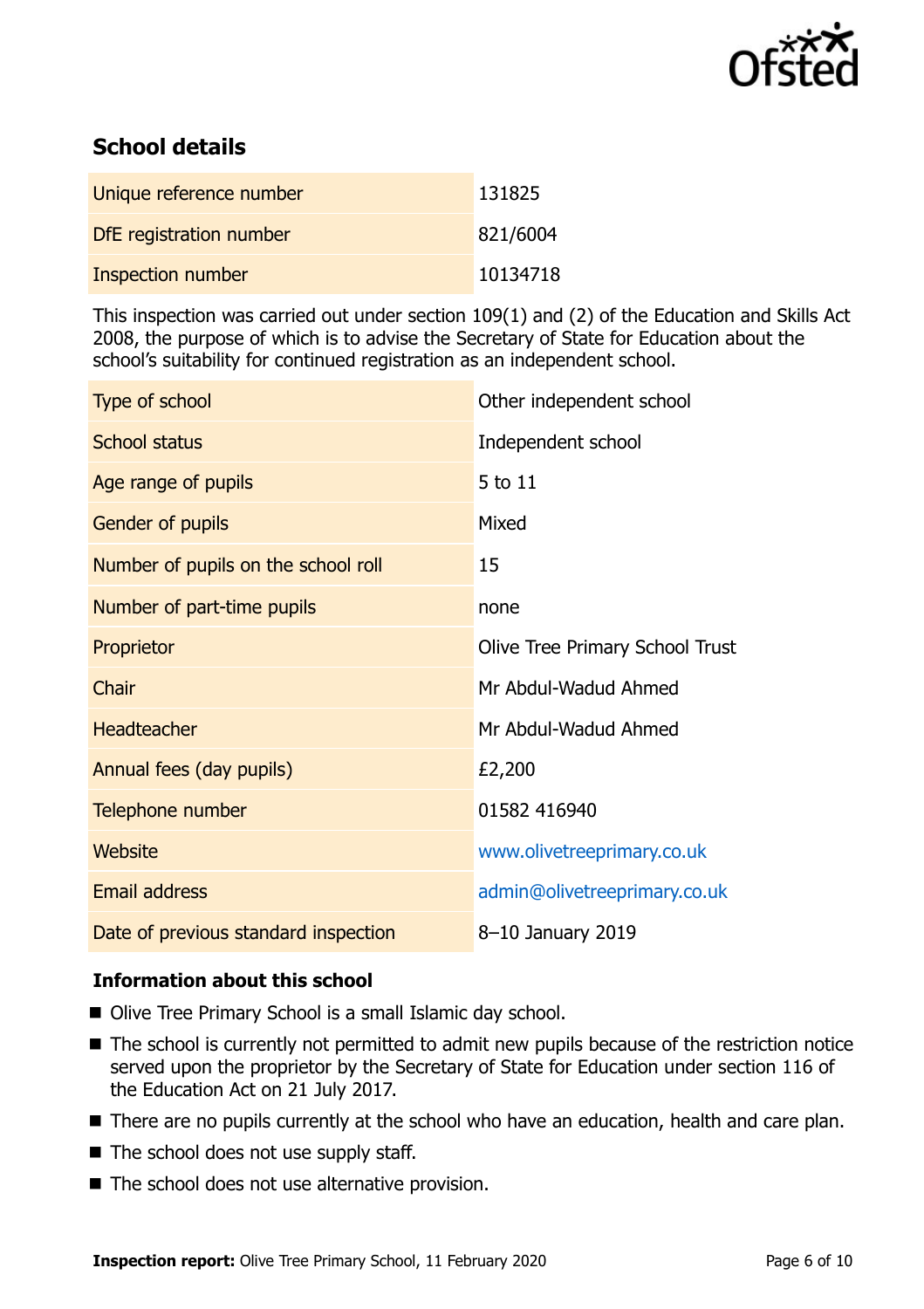## School details

| | |
|---|---|
| Unique reference number | 131825 |
| DfE registration number | 821/6004 |
| Inspection number | 10134718 |

This inspection was carried out under section 109(1) and (2) of the Education and Skills Act 2008, the purpose of which is to advise the Secretary of State for Education about the school's suitability for continued registration as an independent school.

| | |
|---|---|
| Type of school | Other independent school |
| School status | Independent school |
| Age range of pupils | 5 to 11 |
| Gender of pupils | Mixed |
| Number of pupils on the school roll | 15 |
| Number of part-time pupils | none |
| Proprietor | Olive Tree Primary School Trust |
| Chair | Mr Abdul-Wadud Ahmed |
| Headteacher | Mr Abdul-Wadud Ahmed |
| Annual fees (day pupils) | £2,200 |
| Telephone number | 01582 416940 |
| Website | www.olivetreeprimary.co.uk |
| Email address | admin@olivetreeprimary.co.uk |
| Date of previous standard inspection | 8–10 January 2019 |

### Information about this school

- Olive Tree Primary School is a small Islamic day school.
- The school is currently not permitted to admit new pupils because of the restriction notice served upon the proprietor by the Secretary of State for Education under section 116 of the Education Act on 21 July 2017.
- There are no pupils currently at the school who have an education, health and care plan.
- The school does not use supply staff.
- The school does not use alternative provision.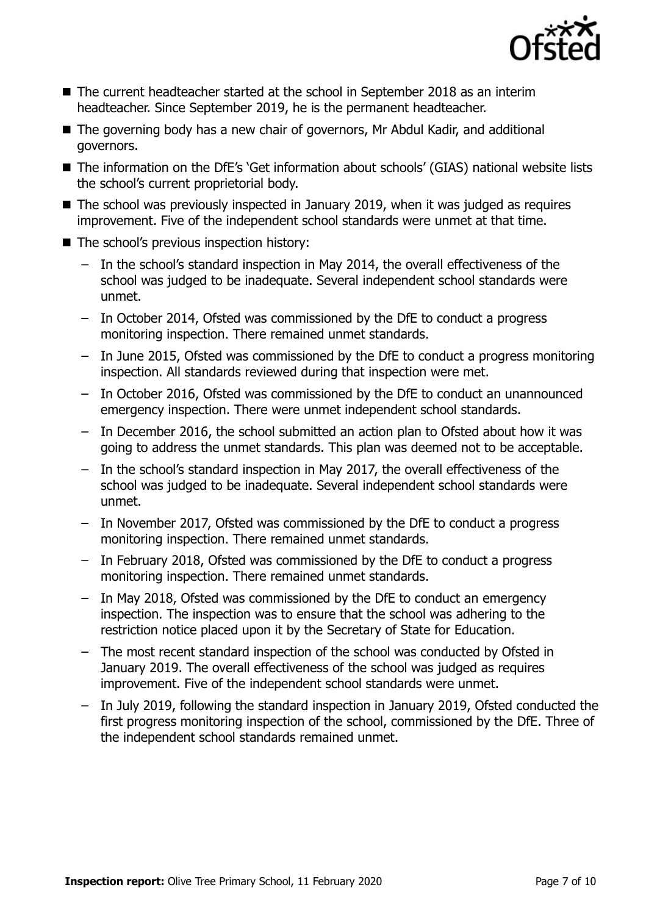- The current headteacher started at the school in September 2018 as an interim headteacher. Since September 2019, he is the permanent headteacher.
- The governing body has a new chair of governors, Mr Abdul Kadir, and additional governors.
- The information on the DfE's 'Get information about schools' (GIAS) national website lists the school's current proprietorial body.
- The school was previously inspected in January 2019, when it was judged as requires improvement. Five of the independent school standards were unmet at that time.
- The school's previous inspection history:
  - In the school's standard inspection in May 2014, the overall effectiveness of the school was judged to be inadequate. Several independent school standards were unmet.
  - In October 2014, Ofsted was commissioned by the DfE to conduct a progress monitoring inspection. There remained unmet standards.
  - In June 2015, Ofsted was commissioned by the DfE to conduct a progress monitoring inspection. All standards reviewed during that inspection were met.
  - In October 2016, Ofsted was commissioned by the DfE to conduct an unannounced emergency inspection. There were unmet independent school standards.
  - In December 2016, the school submitted an action plan to Ofsted about how it was going to address the unmet standards. This plan was deemed not to be acceptable.
  - In the school's standard inspection in May 2017, the overall effectiveness of the school was judged to be inadequate. Several independent school standards were unmet.
  - In November 2017, Ofsted was commissioned by the DfE to conduct a progress monitoring inspection. There remained unmet standards.
  - In February 2018, Ofsted was commissioned by the DfE to conduct a progress monitoring inspection. There remained unmet standards.
  - In May 2018, Ofsted was commissioned by the DfE to conduct an emergency inspection. The inspection was to ensure that the school was adhering to the restriction notice placed upon it by the Secretary of State for Education.
  - The most recent standard inspection of the school was conducted by Ofsted in January 2019. The overall effectiveness of the school was judged as requires improvement. Five of the independent school standards were unmet.
  - In July 2019, following the standard inspection in January 2019, Ofsted conducted the first progress monitoring inspection of the school, commissioned by the DfE. Three of the independent school standards remained unmet.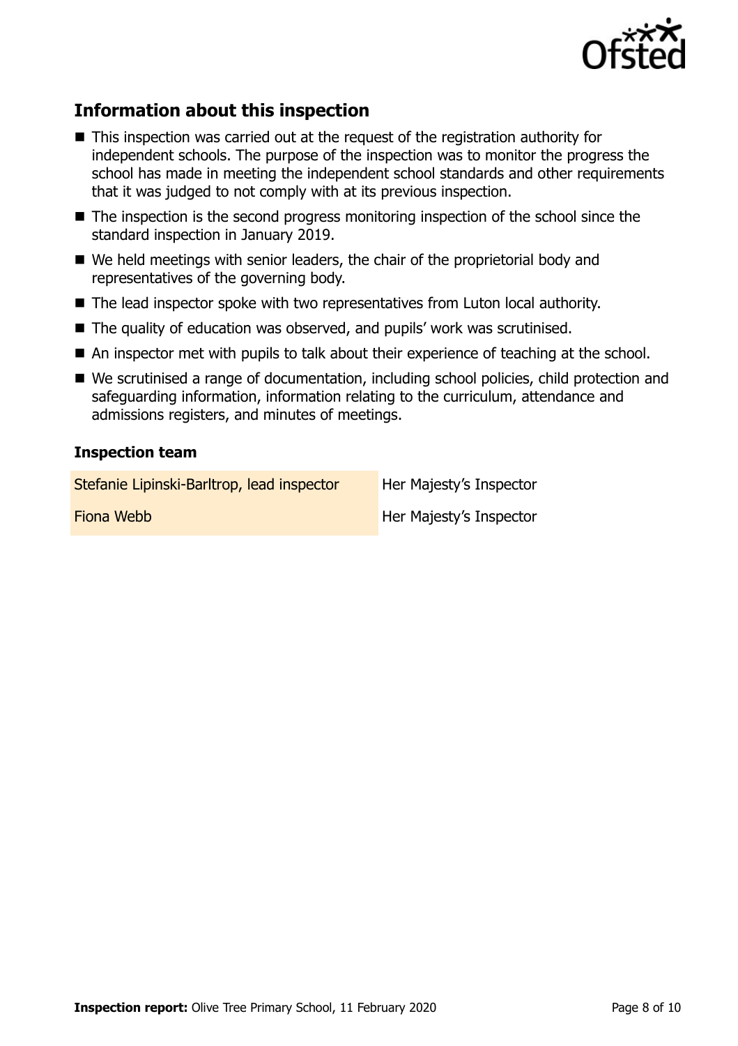## Information about this inspection

- This inspection was carried out at the request of the registration authority for independent schools. The purpose of the inspection was to monitor the progress the school has made in meeting the independent school standards and other requirements that it was judged to not comply with at its previous inspection.
- The inspection is the second progress monitoring inspection of the school since the standard inspection in January 2019.
- We held meetings with senior leaders, the chair of the proprietorial body and representatives of the governing body.
- The lead inspector spoke with two representatives from Luton local authority.
- The quality of education was observed, and pupils' work was scrutinised.
- An inspector met with pupils to talk about their experience of teaching at the school.
- We scrutinised a range of documentation, including school policies, child protection and safeguarding information, information relating to the curriculum, attendance and admissions registers, and minutes of meetings.

### Inspection team

| | |
|---|---|
| Stefanie Lipinski-Barltrop, lead inspector | Her Majesty's Inspector |
| Fiona Webb | Her Majesty's Inspector |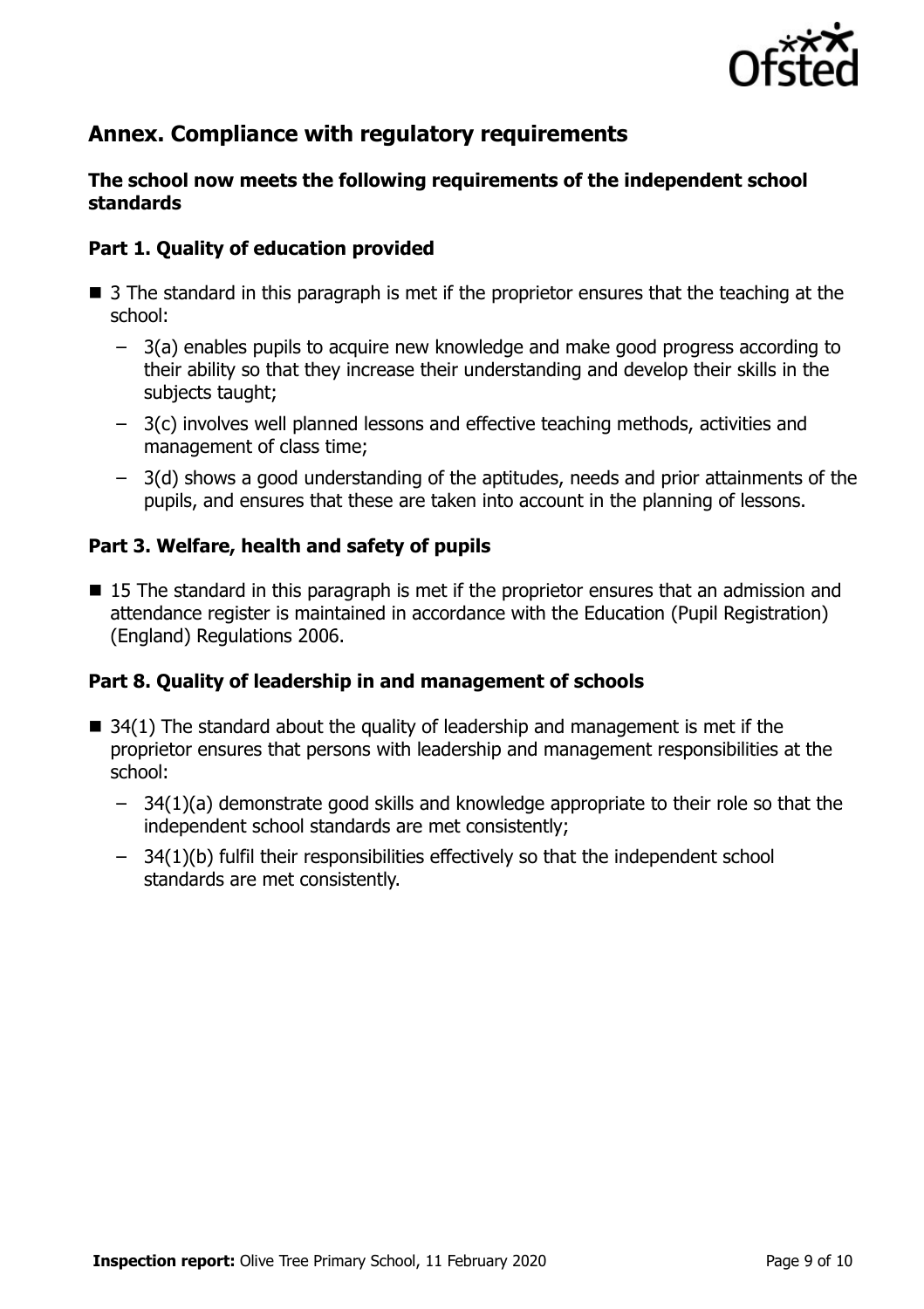## Annex. Compliance with regulatory requirements

### The school now meets the following requirements of the independent school standards

### Part 1. Quality of education provided

- 3 The standard in this paragraph is met if the proprietor ensures that the teaching at the school:
  - 3(a) enables pupils to acquire new knowledge and make good progress according to their ability so that they increase their understanding and develop their skills in the subjects taught;
  - 3(c) involves well planned lessons and effective teaching methods, activities and management of class time;
  - 3(d) shows a good understanding of the aptitudes, needs and prior attainments of the pupils, and ensures that these are taken into account in the planning of lessons.

### Part 3. Welfare, health and safety of pupils

- 15 The standard in this paragraph is met if the proprietor ensures that an admission and attendance register is maintained in accordance with the Education (Pupil Registration) (England) Regulations 2006.

### Part 8. Quality of leadership in and management of schools

- 34(1) The standard about the quality of leadership and management is met if the proprietor ensures that persons with leadership and management responsibilities at the school:
  - 34(1)(a) demonstrate good skills and knowledge appropriate to their role so that the independent school standards are met consistently;
  - 34(1)(b) fulfil their responsibilities effectively so that the independent school standards are met consistently.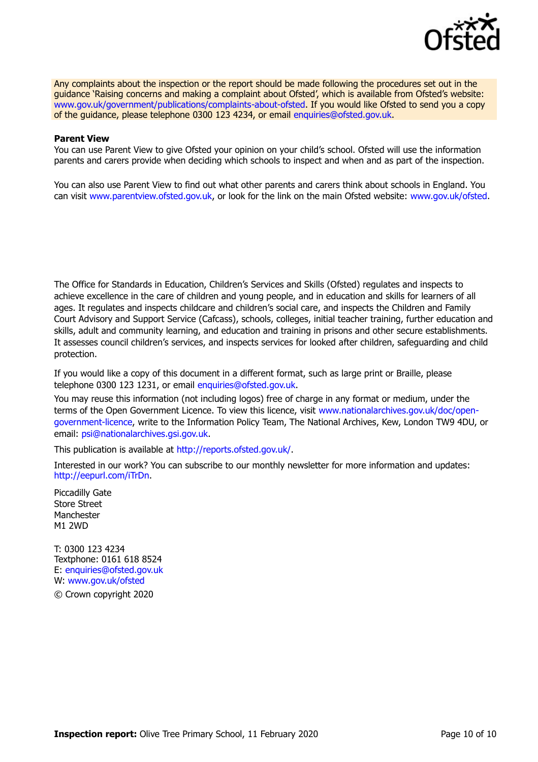Any complaints about the inspection or the report should be made following the procedures set out in the guidance 'Raising concerns and making a complaint about Ofsted', which is available from Ofsted's website: www.gov.uk/government/publications/complaints-about-ofsted. If you would like Ofsted to send you a copy of the guidance, please telephone 0300 123 4234, or email enquiries@ofsted.gov.uk.

**Parent View**

You can use Parent View to give Ofsted your opinion on your child's school. Ofsted will use the information parents and carers provide when deciding which schools to inspect and when and as part of the inspection.

You can also use Parent View to find out what other parents and carers think about schools in England. You can visit www.parentview.ofsted.gov.uk, or look for the link on the main Ofsted website: www.gov.uk/ofsted.

The Office for Standards in Education, Children's Services and Skills (Ofsted) regulates and inspects to achieve excellence in the care of children and young people, and in education and skills for learners of all ages. It regulates and inspects childcare and children's social care, and inspects the Children and Family Court Advisory and Support Service (Cafcass), schools, colleges, initial teacher training, further education and skills, adult and community learning, and education and training in prisons and other secure establishments. It assesses council children's services, and inspects services for looked after children, safeguarding and child protection.

If you would like a copy of this document in a different format, such as large print or Braille, please telephone 0300 123 1231, or email enquiries@ofsted.gov.uk.

You may reuse this information (not including logos) free of charge in any format or medium, under the terms of the Open Government Licence. To view this licence, visit www.nationalarchives.gov.uk/doc/open-government-licence, write to the Information Policy Team, The National Archives, Kew, London TW9 4DU, or email: psi@nationalarchives.gsi.gov.uk.

This publication is available at http://reports.ofsted.gov.uk/.

Interested in our work? You can subscribe to our monthly newsletter for more information and updates: http://eepurl.com/iTrDn.

Piccadilly Gate
Store Street
Manchester
M1 2WD

T: 0300 123 4234
Textphone: 0161 618 8524
E: enquiries@ofsted.gov.uk
W: www.gov.uk/ofsted

© Crown copyright 2020